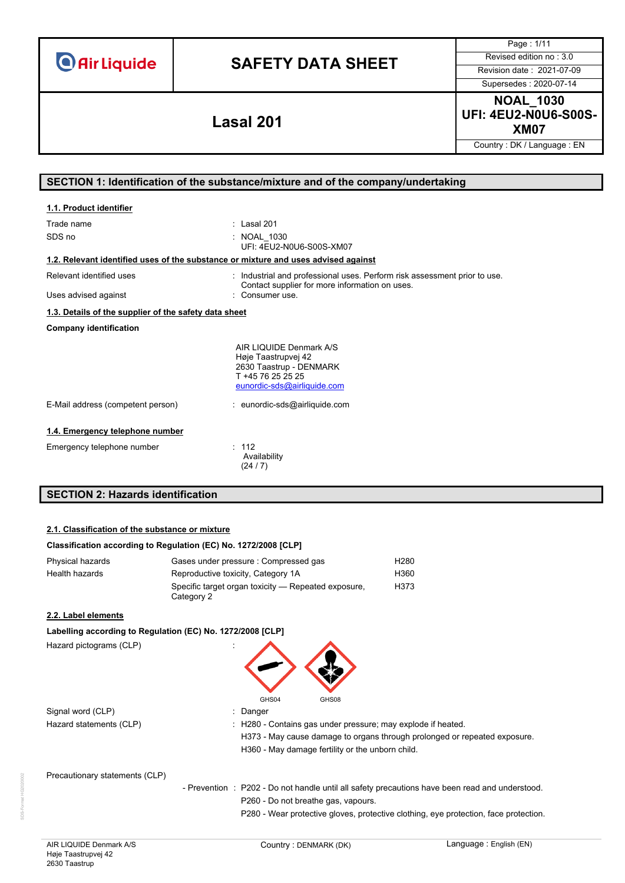| Air Liquide | SAFETY DATA SHEET | Page : 1/11 |
|---|---|---|
| | | Revised edition no : 3.0 |
| | | Revision date : 2021-07-09 |
| | | Supersedes : 2020-07-14 |
| | **Lasal 201** | **NOAL_1030** **UFI: 4EU2-N0U6-S00S-XM07** |
| | | Country : DK / Language : EN |

## SECTION 1: Identification of the substance/mixture and of the company/undertaking

### 1.1. Product identifier

Trade name : Lasal 201

SDS no : NOAL_1030
UFI: 4EU2-N0U6-S00S-XM07

### 1.2. Relevant identified uses of the substance or mixture and uses advised against

Relevant identified uses : Industrial and professional uses. Perform risk assessment prior to use. Contact supplier for more information on uses.

Uses advised against : Consumer use.

### 1.3. Details of the supplier of the safety data sheet

**Company identification**

AIR LIQUIDE Denmark A/S
Høje Taastrupvej 42
2630 Taastrup - DENMARK
T +45 76 25 25 25
eunordic-sds@airliquide.com

E-Mail address (competent person) : eunordic-sds@airliquide.com

### 1.4. Emergency telephone number

Emergency telephone number : 112
Availability
(24 / 7)

## SECTION 2: Hazards identification

### 2.1. Classification of the substance or mixture

**Classification according to Regulation (EC) No. 1272/2008 [CLP]**

| | | |
|---|---|---|
| Physical hazards | Gases under pressure : Compressed gas | H280 |
| Health hazards | Reproductive toxicity, Category 1A | H360 |
| | Specific target organ toxicity — Repeated exposure, Category 2 | H373 |

### 2.2. Label elements

**Labelling according to Regulation (EC) No. 1272/2008 [CLP]**

Hazard pictograms (CLP) :

GHS04 GHS08

Signal word (CLP) : Danger

Hazard statements (CLP) : H280 - Contains gas under pressure; may explode if heated.
H373 - May cause damage to organs through prolonged or repeated exposure.
H360 - May damage fertility or the unborn child.

Precautionary statements (CLP)

- Prevention : P202 - Do not handle until all safety precautions have been read and understood.
P260 - Do not breathe gas, vapours.
P280 - Wear protective gloves, protective clothing, eye protection, face protection.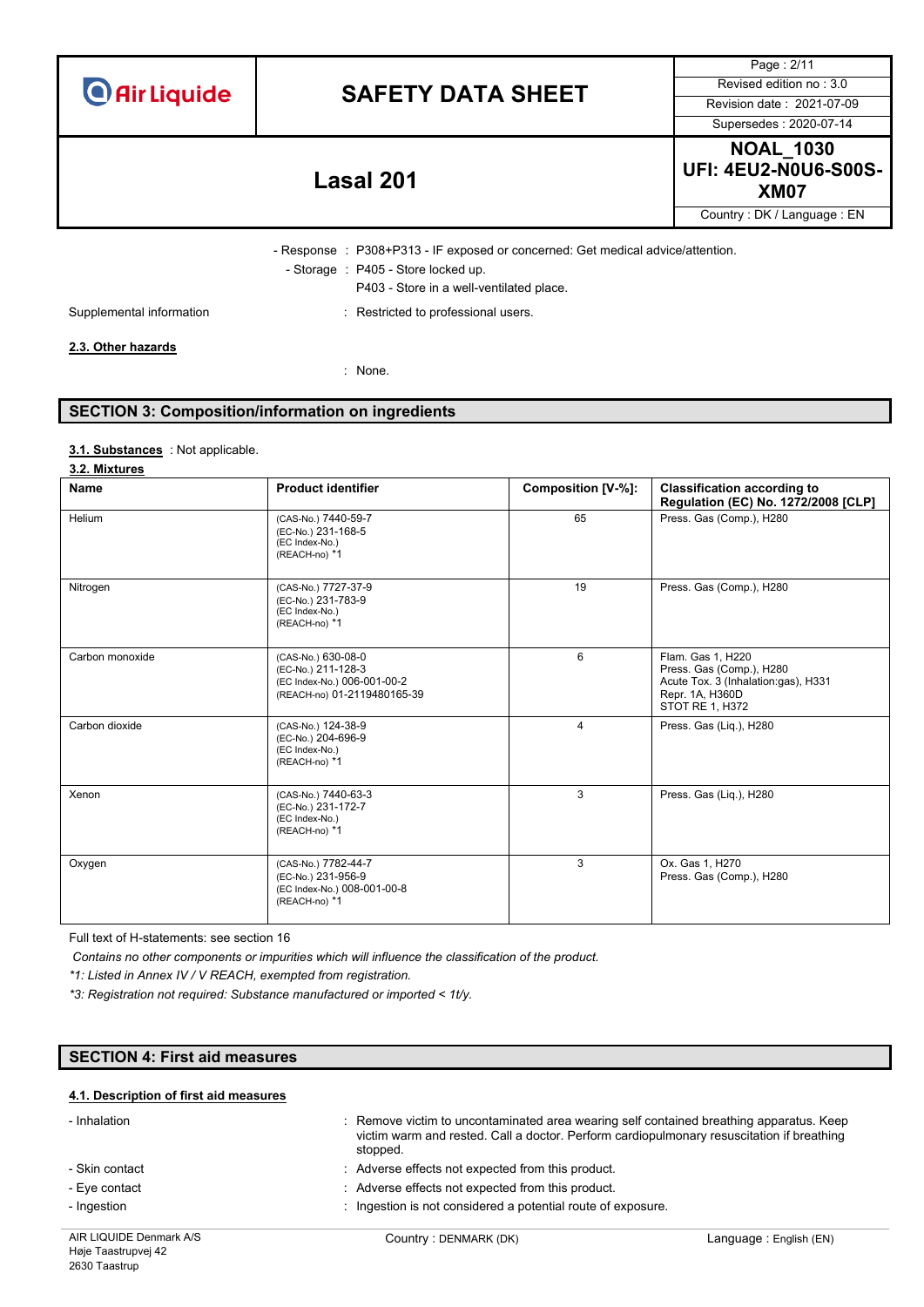- Response : P308+P313 - IF exposed or concerned: Get medical advice/attention.
- Storage : P405 - Store locked up.
  P403 - Store in a well-ventilated place.

Supplemental information : Restricted to professional users.

**2.3. Other hazards**

: None.

## SECTION 3: Composition/information on ingredients

**3.1. Substances** : Not applicable.

**3.2. Mixtures**

| Name | Product identifier | Composition [V-%]: | Classification according to Regulation (EC) No. 1272/2008 [CLP] |
|---|---|---|---|
| Helium | (CAS-No.) 7440-59-7<br>(EC-No.) 231-168-5<br>(EC Index-No.)<br>(REACH-no) *1 | 65 | Press. Gas (Comp.), H280 |
| Nitrogen | (CAS-No.) 7727-37-9<br>(EC-No.) 231-783-9<br>(EC Index-No.)<br>(REACH-no) *1 | 19 | Press. Gas (Comp.), H280 |
| Carbon monoxide | (CAS-No.) 630-08-0<br>(EC-No.) 211-128-3<br>(EC Index-No.) 006-001-00-2<br>(REACH-no) 01-2119480165-39 | 6 | Flam. Gas 1, H220<br>Press. Gas (Comp.), H280<br>Acute Tox. 3 (Inhalation:gas), H331<br>Repr. 1A, H360D<br>STOT RE 1, H372 |
| Carbon dioxide | (CAS-No.) 124-38-9<br>(EC-No.) 204-696-9<br>(EC Index-No.)<br>(REACH-no) *1 | 4 | Press. Gas (Liq.), H280 |
| Xenon | (CAS-No.) 7440-63-3<br>(EC-No.) 231-172-7<br>(EC Index-No.)<br>(REACH-no) *1 | 3 | Press. Gas (Liq.), H280 |
| Oxygen | (CAS-No.) 7782-44-7<br>(EC-No.) 231-956-9<br>(EC Index-No.) 008-001-00-8<br>(REACH-no) *1 | 3 | Ox. Gas 1, H270<br>Press. Gas (Comp.), H280 |

Full text of H-statements: see section 16

*Contains no other components or impurities which will influence the classification of the product.*

*\*1: Listed in Annex IV / V REACH, exempted from registration.*

*\*3: Registration not required: Substance manufactured or imported < 1t/y.*

## SECTION 4: First aid measures

**4.1. Description of first aid measures**

- Inhalation : Remove victim to uncontaminated area wearing self contained breathing apparatus. Keep victim warm and rested. Call a doctor. Perform cardiopulmonary resuscitation if breathing stopped.
- Skin contact : Adverse effects not expected from this product.
- Eye contact : Adverse effects not expected from this product.
- Ingestion : Ingestion is not considered a potential route of exposure.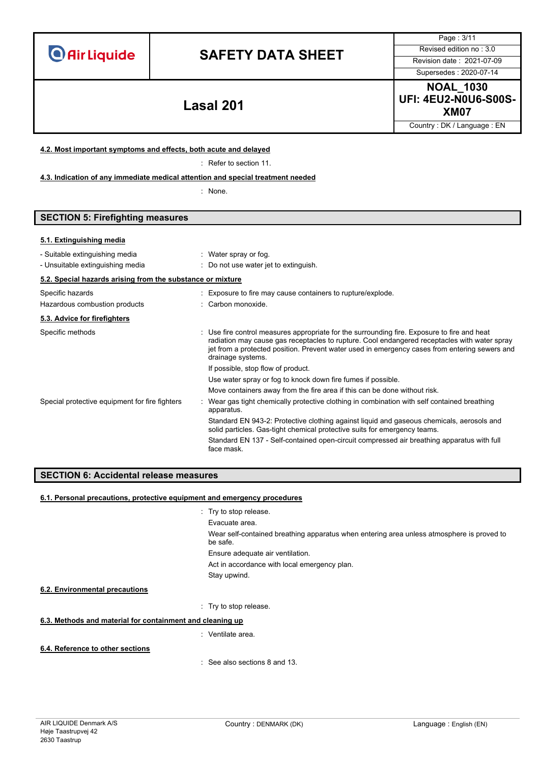#### 4.2. Most important symptoms and effects, both acute and delayed

: Refer to section 11.

#### 4.3. Indication of any immediate medical attention and special treatment needed

: None.

## SECTION 5: Firefighting measures

#### 5.1. Extinguishing media

- Suitable extinguishing media : Water spray or fog.
- Unsuitable extinguishing media : Do not use water jet to extinguish.

#### 5.2. Special hazards arising from the substance or mixture

Specific hazards : Exposure to fire may cause containers to rupture/explode.

Hazardous combustion products : Carbon monoxide.

#### 5.3. Advice for firefighters

Specific methods : Use fire control measures appropriate for the surrounding fire. Exposure to fire and heat radiation may cause gas receptacles to rupture. Cool endangered receptacles with water spray jet from a protected position. Prevent water used in emergency cases from entering sewers and drainage systems.

If possible, stop flow of product.

Use water spray or fog to knock down fire fumes if possible.

Move containers away from the fire area if this can be done without risk.

Special protective equipment for fire fighters : Wear gas tight chemically protective clothing in combination with self contained breathing apparatus.

Standard EN 943-2: Protective clothing against liquid and gaseous chemicals, aerosols and solid particles. Gas-tight chemical protective suits for emergency teams.

Standard EN 137 - Self-contained open-circuit compressed air breathing apparatus with full face mask.

## SECTION 6: Accidental release measures

#### 6.1. Personal precautions, protective equipment and emergency procedures

: Try to stop release.

Evacuate area.

Wear self-contained breathing apparatus when entering area unless atmosphere is proved to be safe.

Ensure adequate air ventilation.

Act in accordance with local emergency plan.

Stay upwind.

#### 6.2. Environmental precautions

: Try to stop release.

#### 6.3. Methods and material for containment and cleaning up

: Ventilate area.

#### 6.4. Reference to other sections

: See also sections 8 and 13.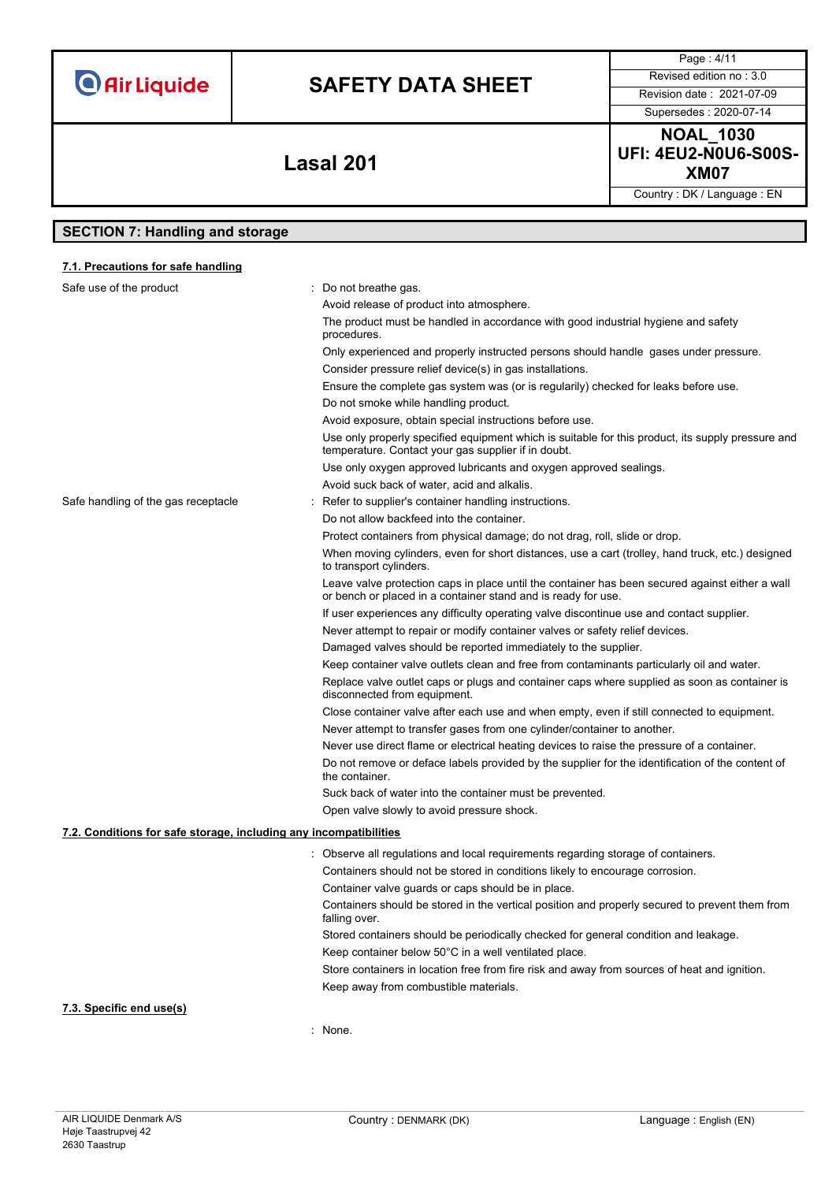## SECTION 7: Handling and storage

### 7.1. Precautions for safe handling

**Safe use of the product** :

Do not breathe gas.

Avoid release of product into atmosphere.

The product must be handled in accordance with good industrial hygiene and safety procedures.

Only experienced and properly instructed persons should handle gases under pressure.

Consider pressure relief device(s) in gas installations.

Ensure the complete gas system was (or is regularily) checked for leaks before use.

Do not smoke while handling product.

Avoid exposure, obtain special instructions before use.

Use only properly specified equipment which is suitable for this product, its supply pressure and temperature. Contact your gas supplier if in doubt.

Use only oxygen approved lubricants and oxygen approved sealings.

Avoid suck back of water, acid and alkalis.

**Safe handling of the gas receptacle** :

Refer to supplier's container handling instructions.

Do not allow backfeed into the container.

Protect containers from physical damage; do not drag, roll, slide or drop.

When moving cylinders, even for short distances, use a cart (trolley, hand truck, etc.) designed to transport cylinders.

Leave valve protection caps in place until the container has been secured against either a wall or bench or placed in a container stand and is ready for use.

If user experiences any difficulty operating valve discontinue use and contact supplier.

Never attempt to repair or modify container valves or safety relief devices.

Damaged valves should be reported immediately to the supplier.

Keep container valve outlets clean and free from contaminants particularly oil and water.

Replace valve outlet caps or plugs and container caps where supplied as soon as container is disconnected from equipment.

Close container valve after each use and when empty, even if still connected to equipment.

Never attempt to transfer gases from one cylinder/container to another.

Never use direct flame or electrical heating devices to raise the pressure of a container.

Do not remove or deface labels provided by the supplier for the identification of the content of the container.

Suck back of water into the container must be prevented.

Open valve slowly to avoid pressure shock.

### 7.2. Conditions for safe storage, including any incompatibilities

: Observe all regulations and local requirements regarding storage of containers.

Containers should not be stored in conditions likely to encourage corrosion.

Container valve guards or caps should be in place.

Containers should be stored in the vertical position and properly secured to prevent them from falling over.

Stored containers should be periodically checked for general condition and leakage.

Keep container below 50°C in a well ventilated place.

Store containers in location free from fire risk and away from sources of heat and ignition.

Keep away from combustible materials.

### 7.3. Specific end use(s)

: None.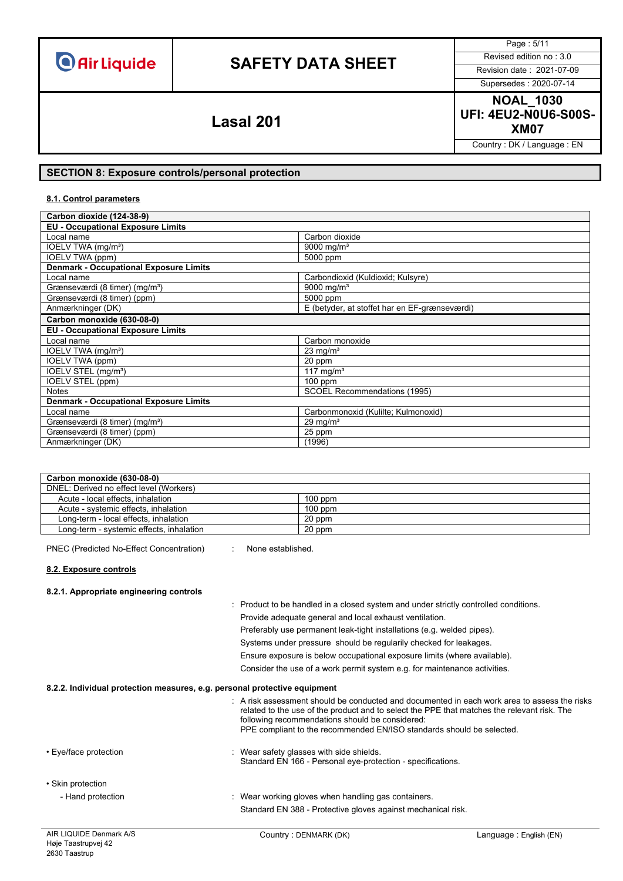## SECTION 8: Exposure controls/personal protection

### 8.1. Control parameters

| Carbon dioxide (124-38-9) | |
|---|---|
| **EU - Occupational Exposure Limits** | |
| Local name | Carbon dioxide |
| IOELV TWA (mg/m³) | 9000 mg/m³ |
| IOELV TWA (ppm) | 5000 ppm |
| **Denmark - Occupational Exposure Limits** | |
| Local name | Carbondioxid (Kuldioxid; Kulsyre) |
| Grænseværdi (8 timer) (mg/m³) | 9000 mg/m³ |
| Grænseværdi (8 timer) (ppm) | 5000 ppm |
| Anmærkninger (DK) | E (betyder, at stoffet har en EF-grænseværdi) |

| Carbon monoxide (630-08-0) | |
|---|---|
| **EU - Occupational Exposure Limits** | |
| Local name | Carbon monoxide |
| IOELV TWA (mg/m³) | 23 mg/m³ |
| IOELV TWA (ppm) | 20 ppm |
| IOELV STEL (mg/m³) | 117 mg/m³ |
| IOELV STEL (ppm) | 100 ppm |
| Notes | SCOEL Recommendations (1995) |
| **Denmark - Occupational Exposure Limits** | |
| Local name | Carbonmonoxid (Kulilte; Kulmonoxid) |
| Grænseværdi (8 timer) (mg/m³) | 29 mg/m³ |
| Grænseværdi (8 timer) (ppm) | 25 ppm |
| Anmærkninger (DK) | (1996) |

| Carbon monoxide (630-08-0) | |
|---|---|
| DNEL: Derived no effect level (Workers) | |
| Acute - local effects, inhalation | 100 ppm |
| Acute - systemic effects, inhalation | 100 ppm |
| Long-term - local effects, inhalation | 20 ppm |
| Long-term - systemic effects, inhalation | 20 ppm |

PNEC (Predicted No-Effect Concentration) : None established.

### 8.2. Exposure controls

#### 8.2.1. Appropriate engineering controls

: Product to be handled in a closed system and under strictly controlled conditions.
Provide adequate general and local exhaust ventilation.
Preferably use permanent leak-tight installations (e.g. welded pipes).
Systems under pressure should be regularly checked for leakages.
Ensure exposure is below occupational exposure limits (where available).
Consider the use of a work permit system e.g. for maintenance activities.

#### 8.2.2. Individual protection measures, e.g. personal protective equipment

: A risk assessment should be conducted and documented in each work area to assess the risks related to the use of the product and to select the PPE that matches the relevant risk. The following recommendations should be considered:
PPE compliant to the recommended EN/ISO standards should be selected.

- Eye/face protection : Wear safety glasses with side shields.
  Standard EN 166 - Personal eye-protection - specifications.

- Skin protection
  - Hand protection : Wear working gloves when handling gas containers.
    Standard EN 388 - Protective gloves against mechanical risk.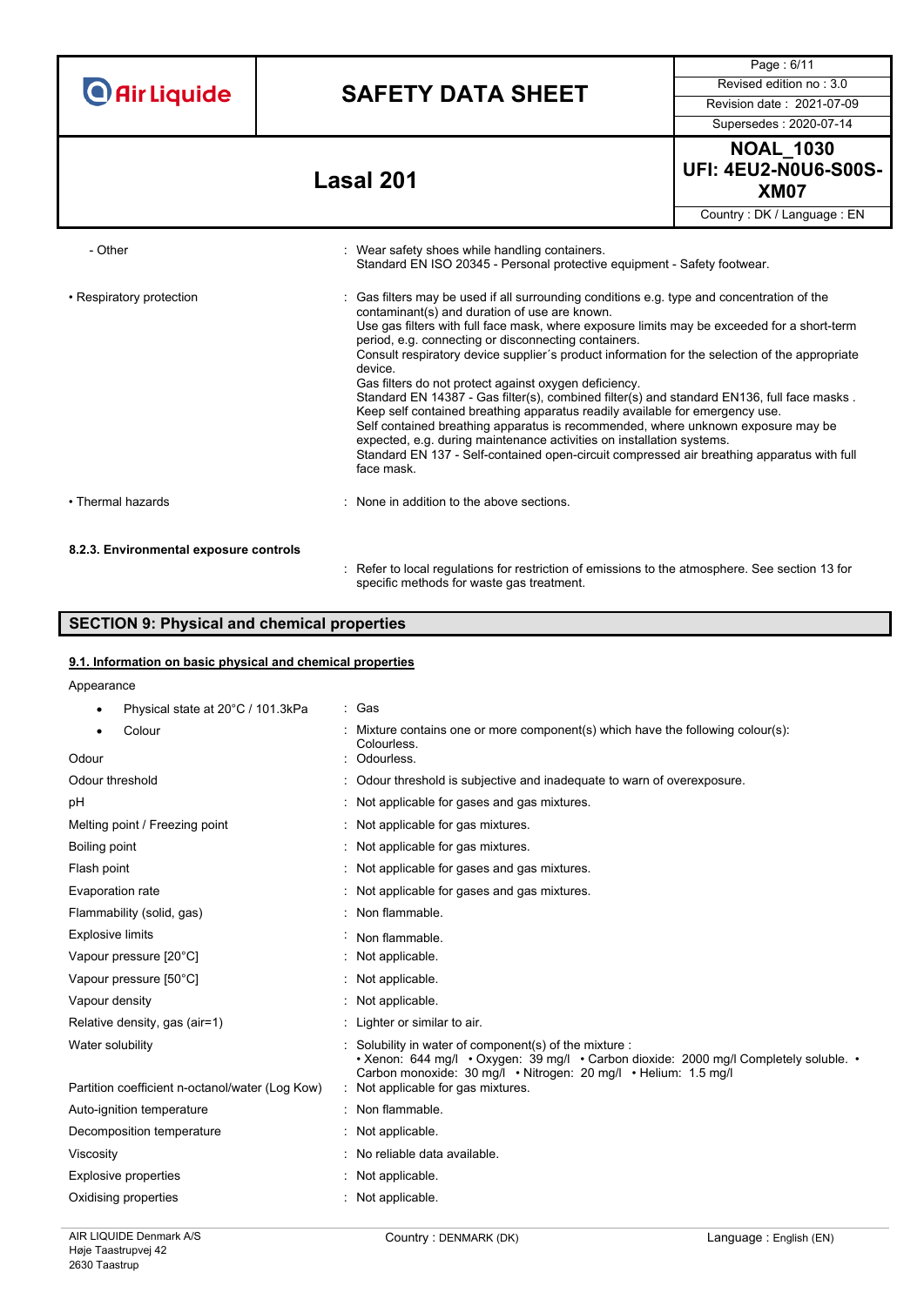- Other : Wear safety shoes while handling containers.
Standard EN ISO 20345 - Personal protective equipment - Safety footwear.

• Respiratory protection : Gas filters may be used if all surrounding conditions e.g. type and concentration of the contaminant(s) and duration of use are known.
Use gas filters with full face mask, where exposure limits may be exceeded for a short-term period, e.g. connecting or disconnecting containers.
Consult respiratory device supplier´s product information for the selection of the appropriate device.
Gas filters do not protect against oxygen deficiency.
Standard EN 14387 - Gas filter(s), combined filter(s) and standard EN136, full face masks .
Keep self contained breathing apparatus readily available for emergency use.
Self contained breathing apparatus is recommended, where unknown exposure may be expected, e.g. during maintenance activities on installation systems.
Standard EN 137 - Self-contained open-circuit compressed air breathing apparatus with full face mask.

• Thermal hazards : None in addition to the above sections.

**8.2.3. Environmental exposure controls**

: Refer to local regulations for restriction of emissions to the atmosphere. See section 13 for specific methods for waste gas treatment.

## SECTION 9: Physical and chemical properties

### 9.1. Information on basic physical and chemical properties

Appearance

- Physical state at 20°C / 101.3kPa : Gas
- Colour : Mixture contains one or more component(s) which have the following colour(s): Colourless.

Odour : Odourless.

Odour threshold : Odour threshold is subjective and inadequate to warn of overexposure.

pH : Not applicable for gases and gas mixtures.

Melting point / Freezing point : Not applicable for gas mixtures.

Boiling point : Not applicable for gas mixtures.

Flash point : Not applicable for gases and gas mixtures.

Evaporation rate : Not applicable for gases and gas mixtures.

Flammability (solid, gas) : Non flammable.

Explosive limits : Non flammable.

Vapour pressure [20°C] : Not applicable.

Vapour pressure [50°C] : Not applicable.

Vapour density : Not applicable.

Relative density, gas (air=1) : Lighter or similar to air.

Water solubility : Solubility in water of component(s) of the mixture :
• Xenon: 644 mg/l • Oxygen: 39 mg/l • Carbon dioxide: 2000 mg/l Completely soluble. • Carbon monoxide: 30 mg/l • Nitrogen: 20 mg/l • Helium: 1.5 mg/l

Partition coefficient n-octanol/water (Log Kow) : Not applicable for gas mixtures.

Auto-ignition temperature : Non flammable.

Decomposition temperature : Not applicable.

Viscosity : No reliable data available.

Explosive properties : Not applicable.

Oxidising properties : Not applicable.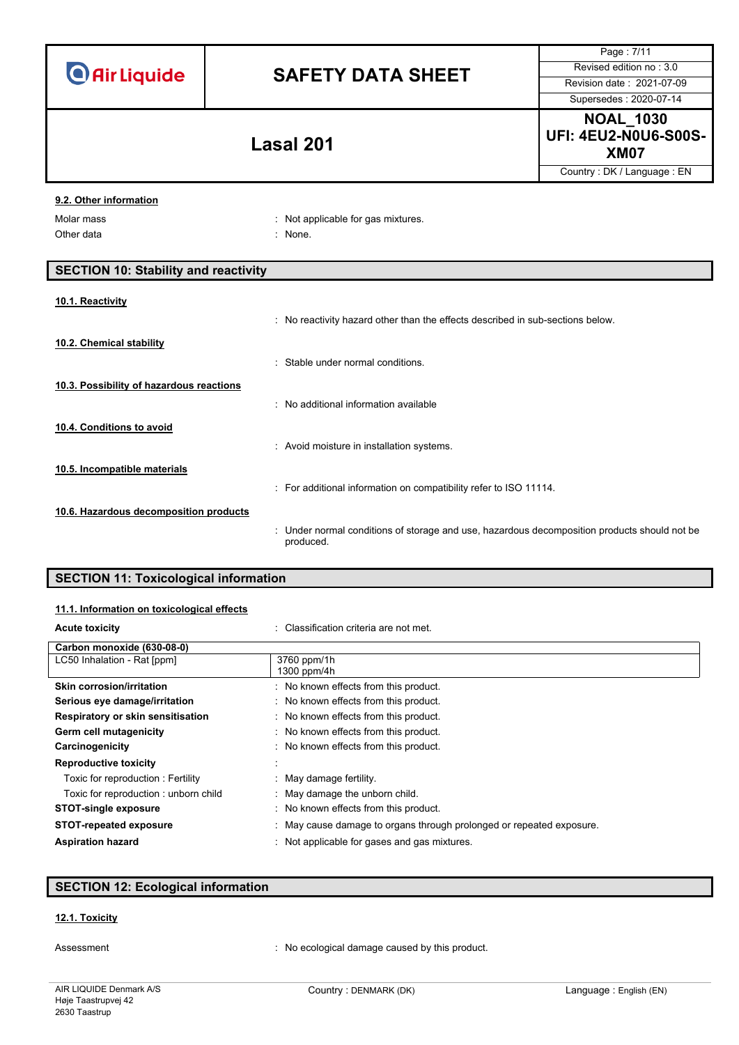#### 9.2. Other information

Molar mass : Not applicable for gas mixtures.
Other data : None.

## SECTION 10: Stability and reactivity

#### 10.1. Reactivity

: No reactivity hazard other than the effects described in sub-sections below.

#### 10.2. Chemical stability

: Stable under normal conditions.

#### 10.3. Possibility of hazardous reactions

: No additional information available

#### 10.4. Conditions to avoid

: Avoid moisture in installation systems.

#### 10.5. Incompatible materials

: For additional information on compatibility refer to ISO 11114.

#### 10.6. Hazardous decomposition products

: Under normal conditions of storage and use, hazardous decomposition products should not be produced.

## SECTION 11: Toxicological information

#### 11.1. Information on toxicological effects

**Acute toxicity** : Classification criteria are not met.

| Carbon monoxide (630-08-0) | |
|---|---|
| LC50 Inhalation - Rat [ppm] | 3760 ppm/1h<br>1300 ppm/4h |

**Skin corrosion/irritation** : No known effects from this product.
**Serious eye damage/irritation** : No known effects from this product.
**Respiratory or skin sensitisation** : No known effects from this product.
**Germ cell mutagenicity** : No known effects from this product.
**Carcinogenicity** : No known effects from this product.
**Reproductive toxicity** :
Toxic for reproduction : Fertility : May damage fertility.
Toxic for reproduction : unborn child : May damage the unborn child.
**STOT-single exposure** : No known effects from this product.
**STOT-repeated exposure** : May cause damage to organs through prolonged or repeated exposure.
**Aspiration hazard** : Not applicable for gases and gas mixtures.

## SECTION 12: Ecological information

#### 12.1. Toxicity

Assessment : No ecological damage caused by this product.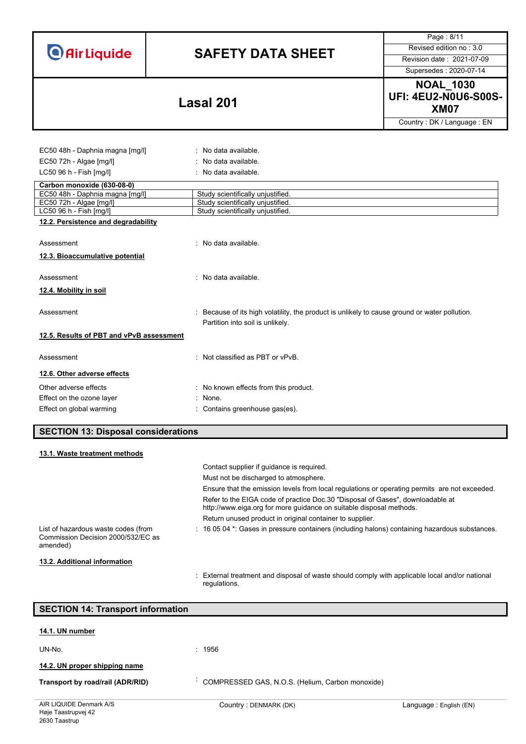| | |
|---|---|
| EC50 48h - Daphnia magna [mg/l] | : No data available. |
| EC50 72h - Algae [mg/l] | : No data available. |
| LC50 96 h - Fish [mg/l] | : No data available. |

| Carbon monoxide (630-08-0) | |
|---|---|
| EC50 48h - Daphnia magna [mg/l] | Study scientifically unjustified. |
| EC50 72h - Algae [mg/l] | Study scientifically unjustified. |
| LC50 96 h - Fish [mg/l] | Study scientifically unjustified. |

### 12.2. Persistence and degradability

Assessment : No data available.

### 12.3. Bioaccumulative potential

Assessment : No data available.

### 12.4. Mobility in soil

Assessment : Because of its high volatility, the product is unlikely to cause ground or water pollution. Partition into soil is unlikely.

### 12.5. Results of PBT and vPvB assessment

Assessment : Not classified as PBT or vPvB.

### 12.6. Other adverse effects

Other adverse effects : No known effects from this product.

Effect on the ozone layer : None.

Effect on global warming : Contains greenhouse gas(es).

## SECTION 13: Disposal considerations

### 13.1. Waste treatment methods

Contact supplier if guidance is required.

Must not be discharged to atmosphere.

Ensure that the emission levels from local regulations or operating permits are not exceeded.

Refer to the EIGA code of practice Doc.30 "Disposal of Gases", downloadable at http://www.eiga.org for more guidance on suitable disposal methods.

Return unused product in original container to supplier.

List of hazardous waste codes (from Commission Decision 2000/532/EC as amended) : 16 05 04 *: Gases in pressure containers (including halons) containing hazardous substances.

### 13.2. Additional information

: External treatment and disposal of waste should comply with applicable local and/or national regulations.

## SECTION 14: Transport information

### 14.1. UN number

UN-No. : 1956

### 14.2. UN proper shipping name

**Transport by road/rail (ADR/RID)** : COMPRESSED GAS, N.O.S. (Helium, Carbon monoxide)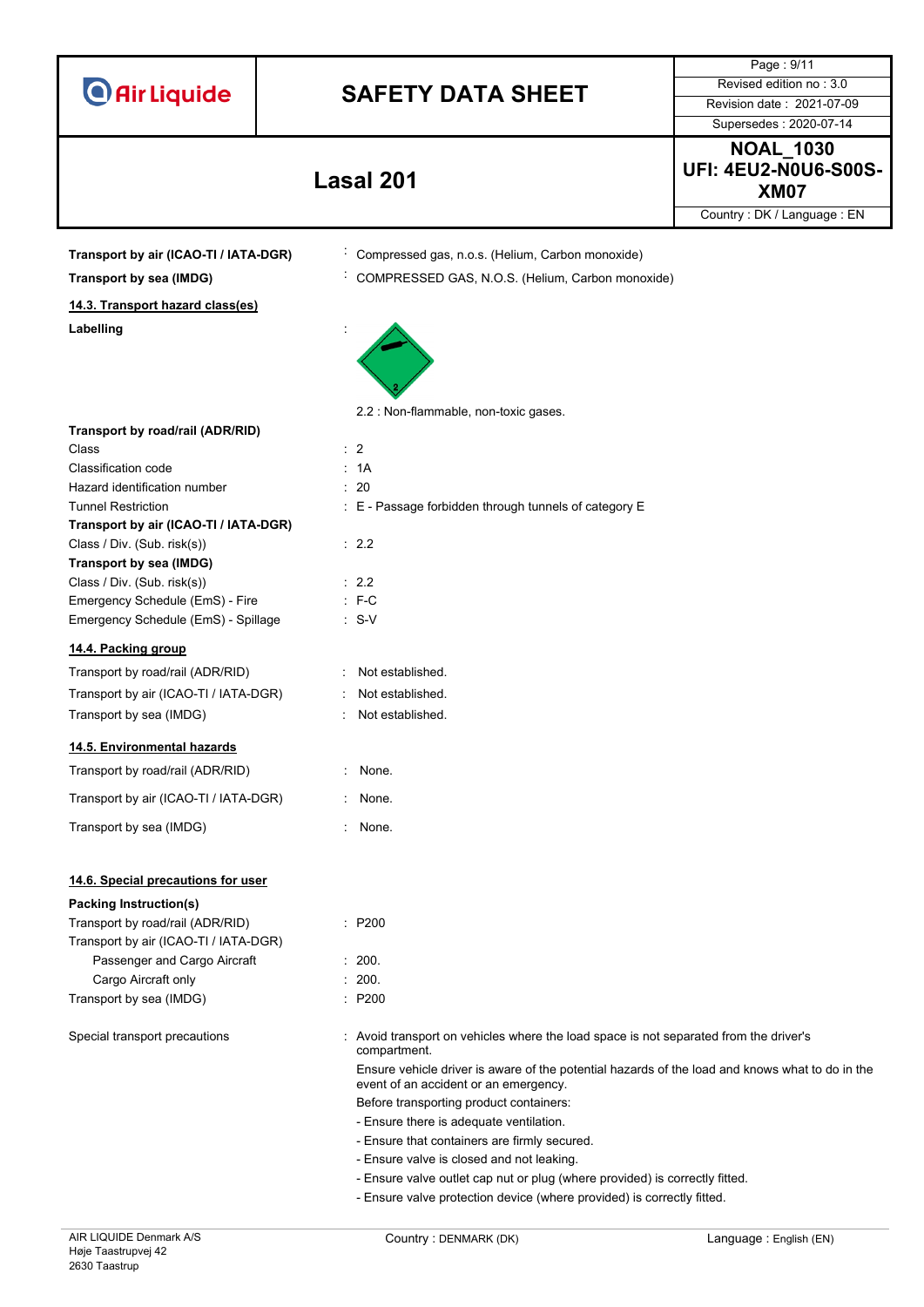**Transport by air (ICAO-TI / IATA-DGR)** : Compressed gas, n.o.s. (Helium, Carbon monoxide)

**Transport by sea (IMDG)** : COMPRESSED GAS, N.O.S. (Helium, Carbon monoxide)

## 14.3. Transport hazard class(es)

**Labelling** :

2.2 : Non-flammable, non-toxic gases.

**Transport by road/rail (ADR/RID)**

| | |
|---|---|
| Class | : 2 |
| Classification code | : 1A |
| Hazard identification number | : 20 |
| Tunnel Restriction | : E - Passage forbidden through tunnels of category E |

**Transport by air (ICAO-TI / IATA-DGR)**

| | |
|---|---|
| Class / Div. (Sub. risk(s)) | : 2.2 |

**Transport by sea (IMDG)**

| | |
|---|---|
| Class / Div. (Sub. risk(s)) | : 2.2 |
| Emergency Schedule (EmS) - Fire | : F-C |
| Emergency Schedule (EmS) - Spillage | : S-V |

## 14.4. Packing group

| | |
|---|---|
| Transport by road/rail (ADR/RID) | : Not established. |
| Transport by air (ICAO-TI / IATA-DGR) | : Not established. |
| Transport by sea (IMDG) | : Not established. |

## 14.5. Environmental hazards

| | |
|---|---|
| Transport by road/rail (ADR/RID) | : None. |
| Transport by air (ICAO-TI / IATA-DGR) | : None. |
| Transport by sea (IMDG) | : None. |

## 14.6. Special precautions for user

**Packing Instruction(s)**

| | |
|---|---|
| Transport by road/rail (ADR/RID) | : P200 |
| Transport by air (ICAO-TI / IATA-DGR) | |
| Passenger and Cargo Aircraft | : 200. |
| Cargo Aircraft only | : 200. |
| Transport by sea (IMDG) | : P200 |

Special transport precautions : Avoid transport on vehicles where the load space is not separated from the driver's compartment.

Ensure vehicle driver is aware of the potential hazards of the load and knows what to do in the event of an accident or an emergency.

Before transporting product containers:

- Ensure there is adequate ventilation.
- Ensure that containers are firmly secured.
- Ensure valve is closed and not leaking.
- Ensure valve outlet cap nut or plug (where provided) is correctly fitted.
- Ensure valve protection device (where provided) is correctly fitted.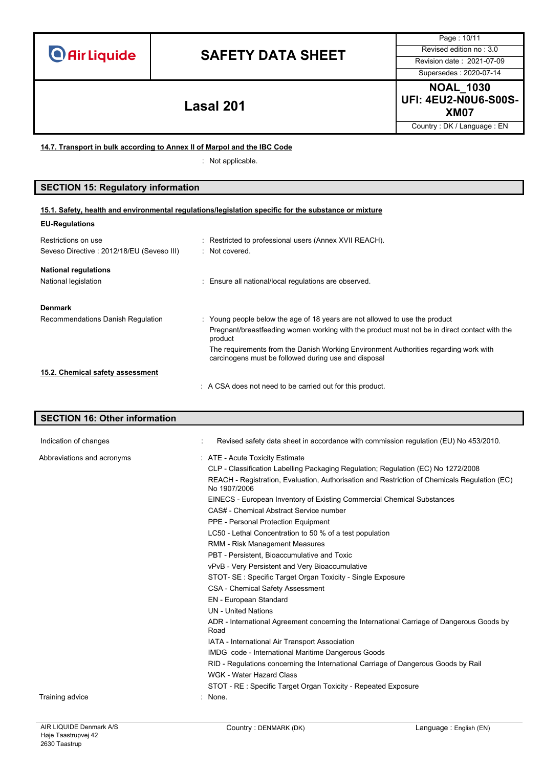#### 14.7. Transport in bulk according to Annex II of Marpol and the IBC Code

: Not applicable.

## SECTION 15: Regulatory information

#### 15.1. Safety, health and environmental regulations/legislation specific for the substance or mixture

**EU-Regulations**

| | |
|---|---|
| Restrictions on use | : Restricted to professional users (Annex XVII REACH). |
| Seveso Directive : 2012/18/EU (Seveso III) | : Not covered. |

**National regulations**

| | |
|---|---|
| National legislation | : Ensure all national/local regulations are observed. |

**Denmark**

Recommendations Danish Regulation : Young people below the age of 18 years are not allowed to use the product

Pregnant/breastfeeding women working with the product must not be in direct contact with the product

The requirements from the Danish Working Environment Authorities regarding work with carcinogens must be followed during use and disposal

#### 15.2. Chemical safety assessment

: A CSA does not need to be carried out for this product.

## SECTION 16: Other information

Indication of changes : Revised safety data sheet in accordance with commission regulation (EU) No 453/2010.

Abbreviations and acronyms :

- ATE - Acute Toxicity Estimate
- CLP - Classification Labelling Packaging Regulation; Regulation (EC) No 1272/2008
- REACH - Registration, Evaluation, Authorisation and Restriction of Chemicals Regulation (EC) No 1907/2006
- EINECS - European Inventory of Existing Commercial Chemical Substances
- CAS# - Chemical Abstract Service number
- PPE - Personal Protection Equipment
- LC50 - Lethal Concentration to 50 % of a test population
- RMM - Risk Management Measures
- PBT - Persistent, Bioaccumulative and Toxic
- vPvB - Very Persistent and Very Bioaccumulative
- STOT- SE : Specific Target Organ Toxicity - Single Exposure
- CSA - Chemical Safety Assessment
- EN - European Standard
- UN - United Nations
- ADR - International Agreement concerning the International Carriage of Dangerous Goods by Road
- IATA - International Air Transport Association
- IMDG code - International Maritime Dangerous Goods
- RID - Regulations concerning the International Carriage of Dangerous Goods by Rail
- WGK - Water Hazard Class
- STOT - RE : Specific Target Organ Toxicity - Repeated Exposure

Training advice : None.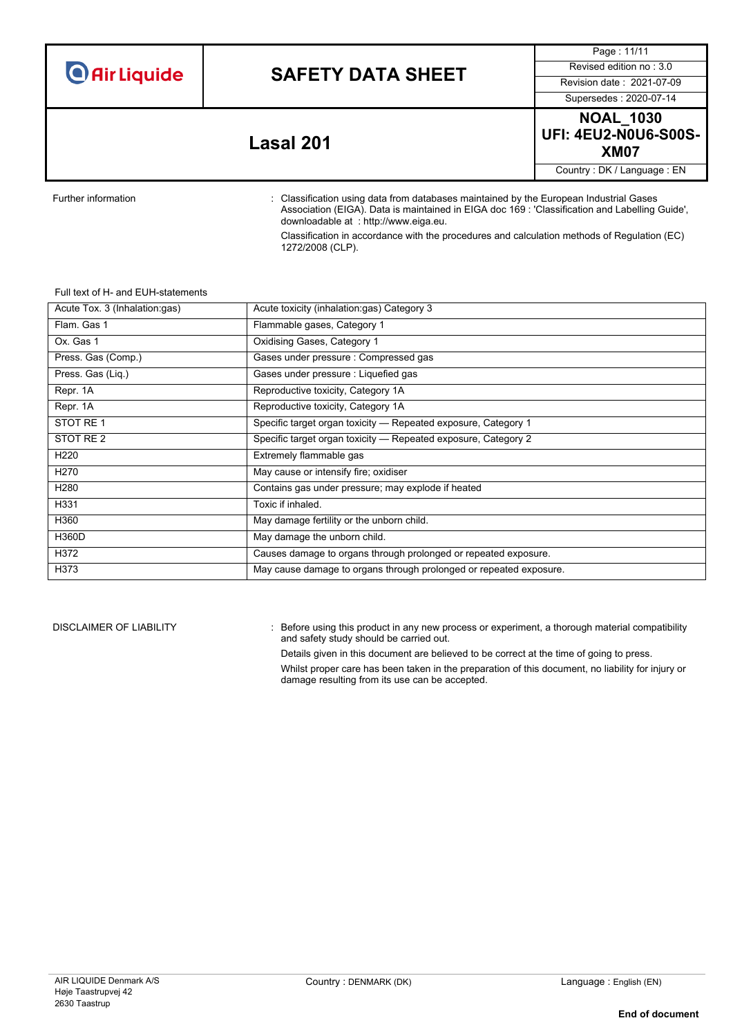Further information : Classification using data from databases maintained by the European Industrial Gases Association (EIGA). Data is maintained in EIGA doc 169 : 'Classification and Labelling Guide', downloadable at : http://www.eiga.eu.

Classification in accordance with the procedures and calculation methods of Regulation (EC) 1272/2008 (CLP).

Full text of H- and EUH-statements

| | |
|---|---|
| Acute Tox. 3 (Inhalation:gas) | Acute toxicity (inhalation:gas) Category 3 |
| Flam. Gas 1 | Flammable gases, Category 1 |
| Ox. Gas 1 | Oxidising Gases, Category 1 |
| Press. Gas (Comp.) | Gases under pressure : Compressed gas |
| Press. Gas (Liq.) | Gases under pressure : Liquefied gas |
| Repr. 1A | Reproductive toxicity, Category 1A |
| Repr. 1A | Reproductive toxicity, Category 1A |
| STOT RE 1 | Specific target organ toxicity — Repeated exposure, Category 1 |
| STOT RE 2 | Specific target organ toxicity — Repeated exposure, Category 2 |
| H220 | Extremely flammable gas |
| H270 | May cause or intensify fire; oxidiser |
| H280 | Contains gas under pressure; may explode if heated |
| H331 | Toxic if inhaled. |
| H360 | May damage fertility or the unborn child. |
| H360D | May damage the unborn child. |
| H372 | Causes damage to organs through prolonged or repeated exposure. |
| H373 | May cause damage to organs through prolonged or repeated exposure. |

DISCLAIMER OF LIABILITY : Before using this product in any new process or experiment, a thorough material compatibility and safety study should be carried out.

Details given in this document are believed to be correct at the time of going to press.

Whilst proper care has been taken in the preparation of this document, no liability for injury or damage resulting from its use can be accepted.

**End of document**